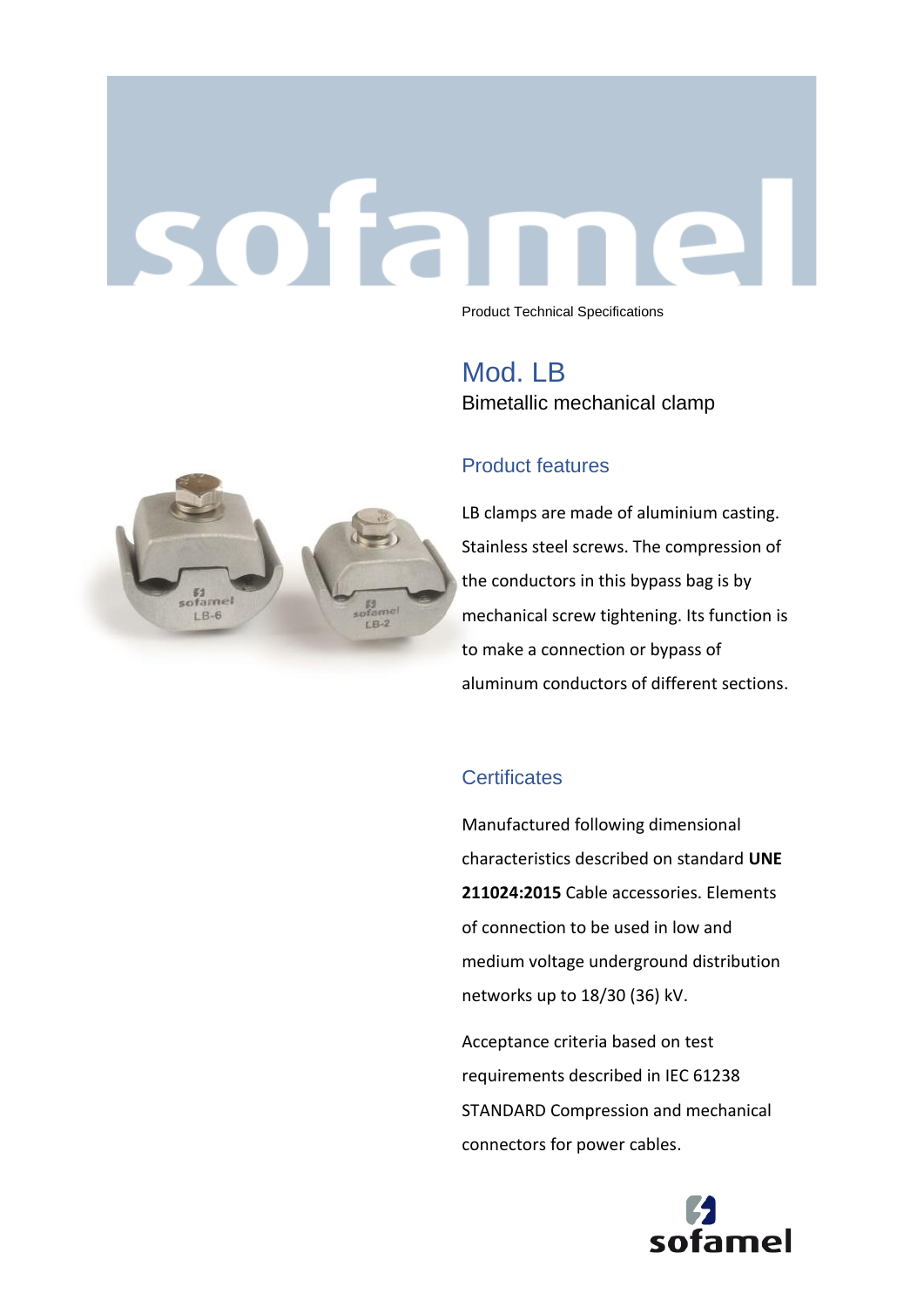Product Technical Specifications

# Mod. LB

Bimetallic mechanical clamp

## Product features

LB clamps are made of aluminium casting. Stainless steel screws. The compression of the conductors in this bypass bag is by mechanical screw tightening. Its function is to make a connection or bypass of aluminum conductors of different sections.

## Certificates

Manufactured following dimensional characteristics described on standard **UNE 211024:2015** Cable accessories. Elements of connection to be used in low and medium voltage underground distribution networks up to 18/30 (36) kV.

Acceptance criteria based on test requirements described in IEC 61238 STANDARD Compression and mechanical connectors for power cables.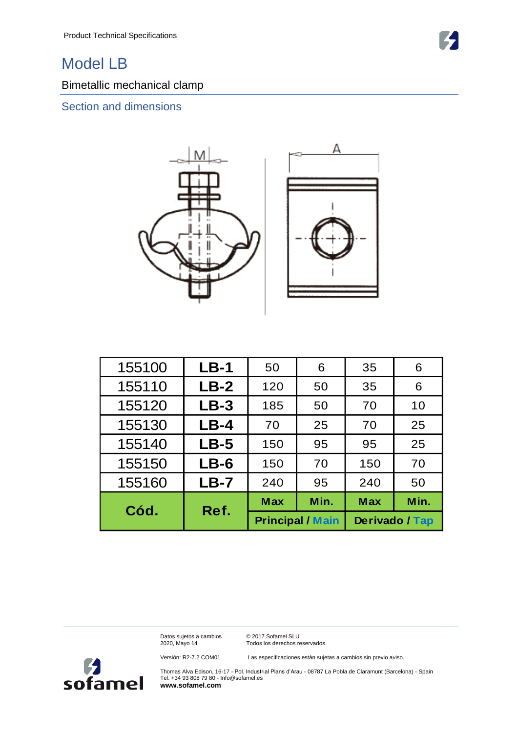# Model LB

Bimetallic mechanical clamp

## Section and dimensions

M

A

| Cód. | Ref. | Principal / Main Max | Principal / Main Min. | Derivado / Tap Max | Derivado / Tap Min. |
|---|---|---|---|---|---|
| 155100 | **LB-1** | 50 | 6 | 35 | 6 |
| 155110 | **LB-2** | 120 | 50 | 35 | 6 |
| 155120 | **LB-3** | 185 | 50 | 70 | 10 |
| 155130 | **LB-4** | 70 | 25 | 70 | 25 |
| 155140 | **LB-5** | 150 | 95 | 95 | 25 |
| 155150 | **LB-6** | 150 | 70 | 150 | 70 |
| 155160 | **LB-7** | 240 | 95 | 240 | 50 |

Datos sujetos a cambios
2020, Mayo 14

© 2017 Sofamel SLU
Todos los derechos reservados.

Versión: R2-7.2 COM01

Las especificaciones están sujetas a cambios sin previo aviso.

Thomas Alva Edison, 16-17 - Pol. Industrial Plans d'Arau - 08787 La Pobla de Claramunt (Barcelona) - Spain
Tel. +34 93 808 79 80 - Info@sofamel.es
**www.sofamel.com**